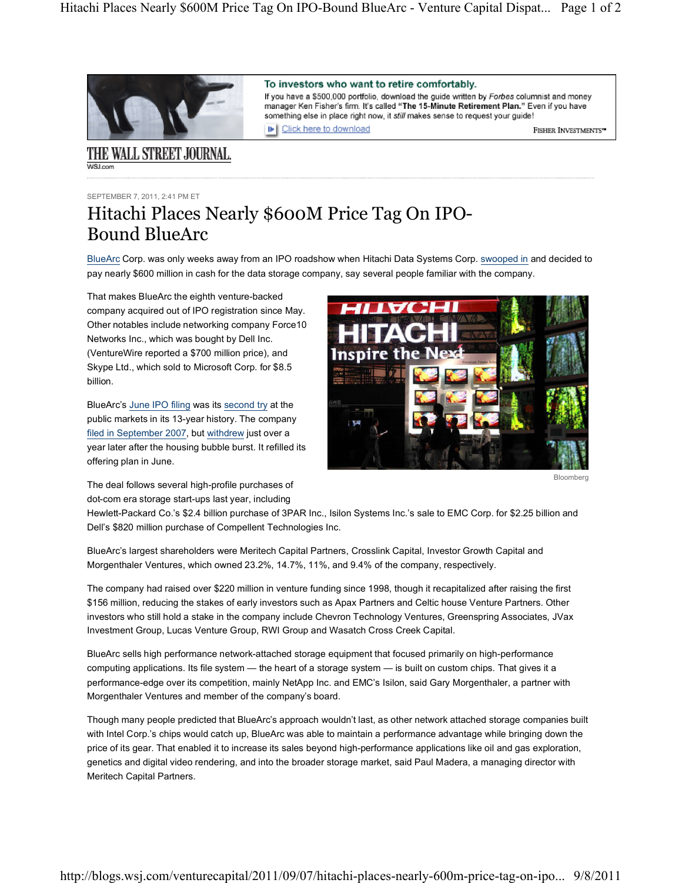THE WALL STREET JOURNAL.
WSJ.com

SEPTEMBER 7, 2011, 2:41 PM ET

# Hitachi Places Nearly $600M Price Tag On IPO-Bound BlueArc

BlueArc Corp. was only weeks away from an IPO roadshow when Hitachi Data Systems Corp. swooped in and decided to pay nearly $600 million in cash for the data storage company, say several people familiar with the company.

That makes BlueArc the eighth venture-backed company acquired out of IPO registration since May. Other notables include networking company Force10 Networks Inc., which was bought by Dell Inc. (VentureWire reported a $700 million price), and Skype Ltd., which sold to Microsoft Corp. for $8.5 billion.

BlueArc's June IPO filing was its second try at the public markets in its 13-year history. The company filed in September 2007, but withdrew just over a year later after the housing bubble burst. It refilled its offering plan in June.

Bloomberg

The deal follows several high-profile purchases of dot-com era storage start-ups last year, including Hewlett-Packard Co.'s $2.4 billion purchase of 3PAR Inc., Isilon Systems Inc.'s sale to EMC Corp. for $2.25 billion and Dell's $820 million purchase of Compellent Technologies Inc.

BlueArc's largest shareholders were Meritech Capital Partners, Crosslink Capital, Investor Growth Capital and Morgenthaler Ventures, which owned 23.2%, 14.7%, 11%, and 9.4% of the company, respectively.

The company had raised over $220 million in venture funding since 1998, though it recapitalized after raising the first $156 million, reducing the stakes of early investors such as Apax Partners and Celtic house Venture Partners. Other investors who still hold a stake in the company include Chevron Technology Ventures, Greenspring Associates, JVax Investment Group, Lucas Venture Group, RWI Group and Wasatch Cross Creek Capital.

BlueArc sells high performance network-attached storage equipment that focused primarily on high-performance computing applications. Its file system — the heart of a storage system — is built on custom chips. That gives it a performance-edge over its competition, mainly NetApp Inc. and EMC's Isilon, said Gary Morgenthaler, a partner with Morgenthaler Ventures and member of the company's board.

Though many people predicted that BlueArc's approach wouldn't last, as other network attached storage companies built with Intel Corp.'s chips would catch up, BlueArc was able to maintain a performance advantage while bringing down the price of its gear. That enabled it to increase its sales beyond high-performance applications like oil and gas exploration, genetics and digital video rendering, and into the broader storage market, said Paul Madera, a managing director with Meritech Capital Partners.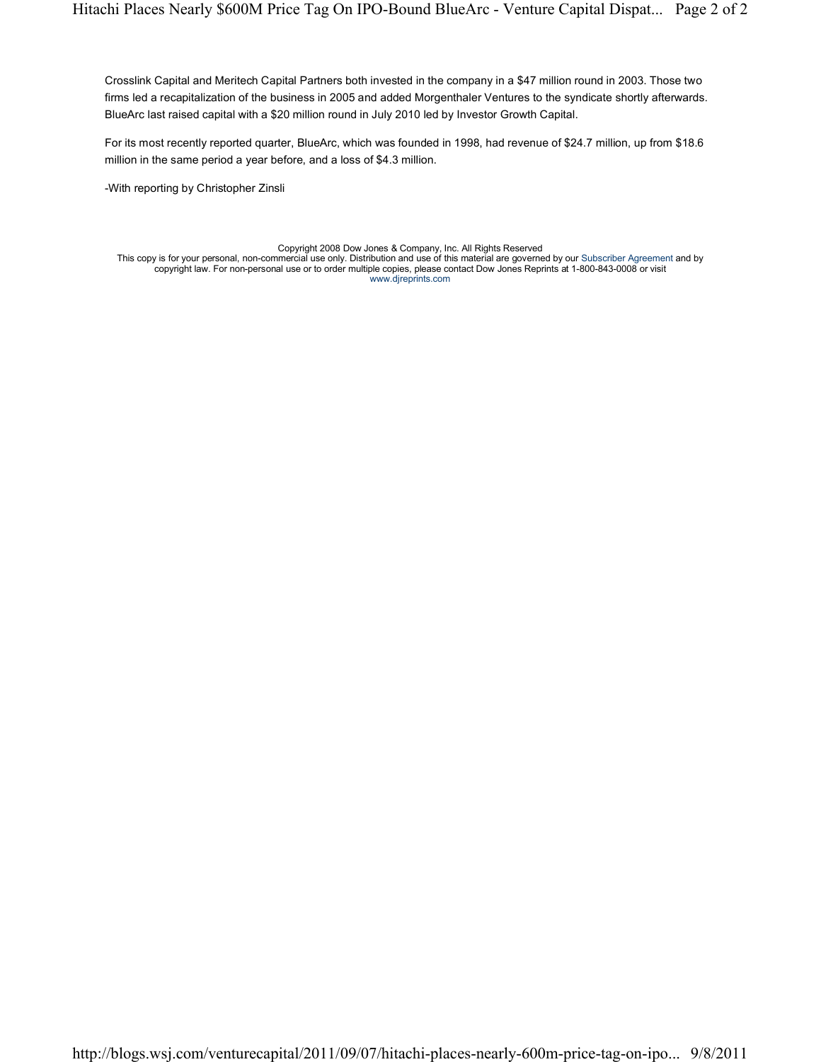Crosslink Capital and Meritech Capital Partners both invested in the company in a $47 million round in 2003. Those two firms led a recapitalization of the business in 2005 and added Morgenthaler Ventures to the syndicate shortly afterwards. BlueArc last raised capital with a $20 million round in July 2010 led by Investor Growth Capital.

For its most recently reported quarter, BlueArc, which was founded in 1998, had revenue of $24.7 million, up from $18.6 million in the same period a year before, and a loss of $4.3 million.

-With reporting by Christopher Zinsli

Copyright 2008 Dow Jones & Company, Inc. All Rights Reserved
This copy is for your personal, non-commercial use only. Distribution and use of this material are governed by our Subscriber Agreement and by copyright law. For non-personal use or to order multiple copies, please contact Dow Jones Reprints at 1-800-843-0008 or visit www.djreprints.com